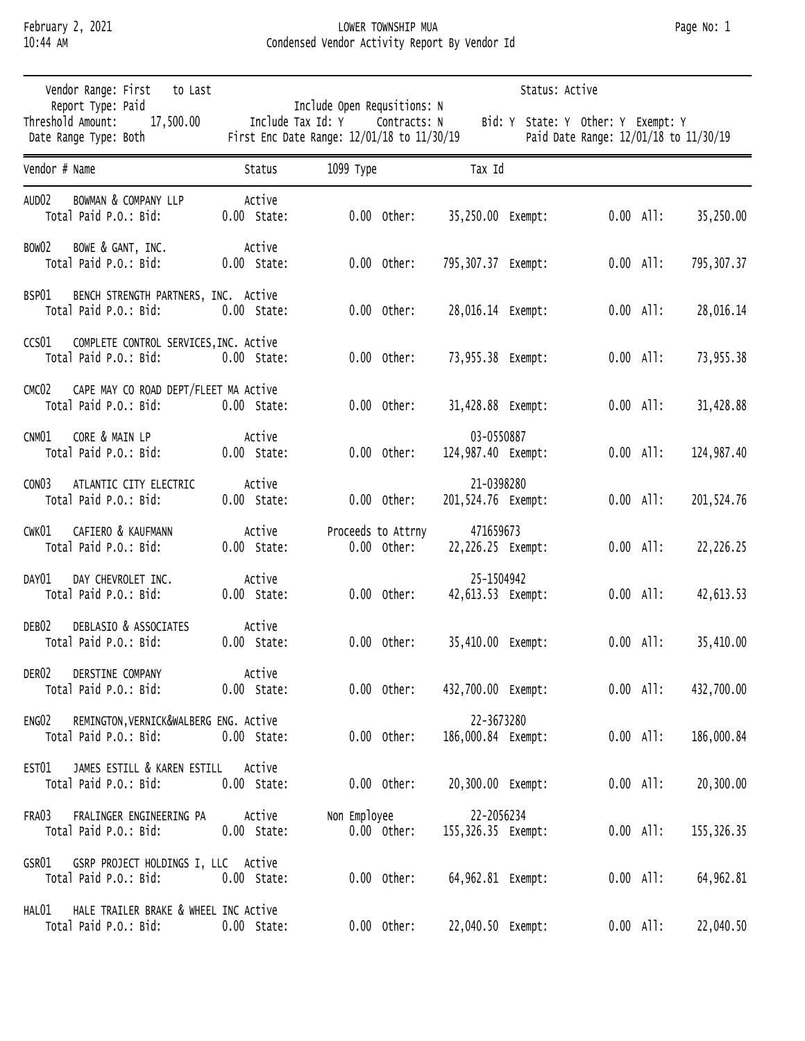# LOWER TOWNSHIP MUA

## Condensed Vendor Activity Report By Vendor Id

February 2, 2021
10:44 AM

Vendor Range: First to Last
Report Type: Paid
Threshold Amount: 17,500.00
Date Range Type: Both

Include Open Requsitions: N
Include Tax Id: Y Contracts: N
First Enc Date Range: 12/01/18 to 11/30/19

Status: Active
Bid: Y State: Y Other: Y Exempt: Y
Paid Date Range: 12/01/18 to 11/30/19

| Vendor # | Name | Status | 1099 Type | Tax Id | Bid | State | Other | Exempt | All |
|---|---|---|---|---|---|---|---|---|---|
| AUD02 | BOWMAN & COMPANY LLP | Active | | | 0.00 | 0.00 | 35,250.00 | 0.00 | 35,250.00 |
| BOW02 | BOWE & GANT, INC. | Active | | | 0.00 | 0.00 | 795,307.37 | 0.00 | 795,307.37 |
| BSP01 | BENCH STRENGTH PARTNERS, INC. | Active | | | 0.00 | 0.00 | 28,016.14 | 0.00 | 28,016.14 |
| CCS01 | COMPLETE CONTROL SERVICES,INC. | Active | | | 0.00 | 0.00 | 73,955.38 | 0.00 | 73,955.38 |
| CMC02 | CAPE MAY CO ROAD DEPT/FLEET MA | Active | | | 0.00 | 0.00 | 31,428.88 | 0.00 | 31,428.88 |
| CNM01 | CORE & MAIN LP | Active | | 03-0550887 | 0.00 | 0.00 | 124,987.40 | 0.00 | 124,987.40 |
| CON03 | ATLANTIC CITY ELECTRIC | Active | | 21-0398280 | 0.00 | 0.00 | 201,524.76 | 0.00 | 201,524.76 |
| CWK01 | CAFIERO & KAUFMANN | Active | Proceeds to Attrny | 471659673 | 0.00 | 0.00 | 22,226.25 | 0.00 | 22,226.25 |
| DAY01 | DAY CHEVROLET INC. | Active | | 25-1504942 | 0.00 | 0.00 | 42,613.53 | 0.00 | 42,613.53 |
| DEB02 | DEBLASIO & ASSOCIATES | Active | | | 0.00 | 0.00 | 35,410.00 | 0.00 | 35,410.00 |
| DER02 | DERSTINE COMPANY | Active | | | 0.00 | 0.00 | 432,700.00 | 0.00 | 432,700.00 |
| ENG02 | REMINGTON,VERNICK&WALBERG ENG. | Active | | 22-3673280 | 0.00 | 0.00 | 186,000.84 | 0.00 | 186,000.84 |
| EST01 | JAMES ESTILL & KAREN ESTILL | Active | | | 0.00 | 0.00 | 20,300.00 | 0.00 | 20,300.00 |
| FRA03 | FRALINGER ENGINEERING PA | Active | Non Employee | 22-2056234 | 0.00 | 0.00 | 155,326.35 | 0.00 | 155,326.35 |
| GSR01 | GSRP PROJECT HOLDINGS I, LLC | Active | | | 0.00 | 0.00 | 64,962.81 | 0.00 | 64,962.81 |
| HAL01 | HALE TRAILER BRAKE & WHEEL INC | Active | | | 0.00 | 0.00 | 22,040.50 | 0.00 | 22,040.50 |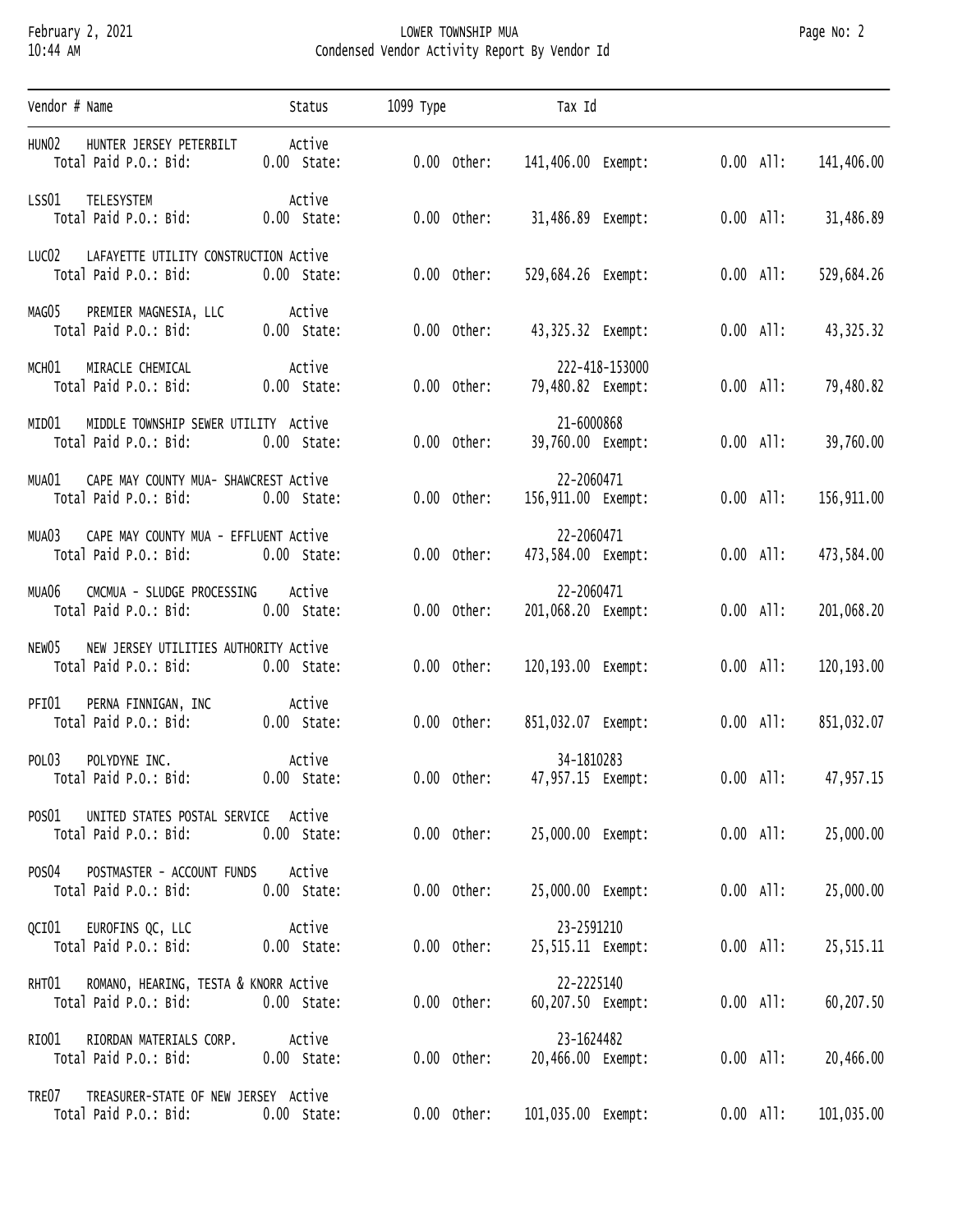February 2, 2021
10:44 AM

LOWER TOWNSHIP MUA
Condensed Vendor Activity Report By Vendor Id

| Vendor # | Name | Status | 1099 Type | Tax Id | Total Paid P.O.: Bid | State | Other | Exempt | All |
|---|---|---|---|---|---|---|---|---|---|
| HUN02 | HUNTER JERSEY PETERBILT | Active | | | 0.00 | 0.00 | 141,406.00 | 0.00 | 141,406.00 |
| LSS01 | TELESYSTEM | Active | | | 0.00 | 0.00 | 31,486.89 | 0.00 | 31,486.89 |
| LUC02 | LAFAYETTE UTILITY CONSTRUCTION | Active | | | 0.00 | 0.00 | 529,684.26 | 0.00 | 529,684.26 |
| MAG05 | PREMIER MAGNESIA, LLC | Active | | | 0.00 | 0.00 | 43,325.32 | 0.00 | 43,325.32 |
| MCH01 | MIRACLE CHEMICAL | Active | | 222-418-153000 | 0.00 | 0.00 | 79,480.82 | 0.00 | 79,480.82 |
| MID01 | MIDDLE TOWNSHIP SEWER UTILITY | Active | | 21-6000868 | 0.00 | 0.00 | 39,760.00 | 0.00 | 39,760.00 |
| MUA01 | CAPE MAY COUNTY MUA- SHAWCREST | Active | | 22-2060471 | 0.00 | 0.00 | 156,911.00 | 0.00 | 156,911.00 |
| MUA03 | CAPE MAY COUNTY MUA - EFFLUENT | Active | | 22-2060471 | 0.00 | 0.00 | 473,584.00 | 0.00 | 473,584.00 |
| MUA06 | CMCMUA - SLUDGE PROCESSING | Active | | 22-2060471 | 0.00 | 0.00 | 201,068.20 | 0.00 | 201,068.20 |
| NEW05 | NEW JERSEY UTILITIES AUTHORITY | Active | | | 0.00 | 0.00 | 120,193.00 | 0.00 | 120,193.00 |
| PFI01 | PERNA FINNIGAN, INC | Active | | | 0.00 | 0.00 | 851,032.07 | 0.00 | 851,032.07 |
| POL03 | POLYDYNE INC. | Active | | 34-1810283 | 0.00 | 0.00 | 47,957.15 | 0.00 | 47,957.15 |
| POS01 | UNITED STATES POSTAL SERVICE | Active | | | 0.00 | 0.00 | 25,000.00 | 0.00 | 25,000.00 |
| POS04 | POSTMASTER - ACCOUNT FUNDS | Active | | | 0.00 | 0.00 | 25,000.00 | 0.00 | 25,000.00 |
| QCI01 | EUROFINS QC, LLC | Active | | 23-2591210 | 0.00 | 0.00 | 25,515.11 | 0.00 | 25,515.11 |
| RHT01 | ROMANO, HEARING, TESTA & KNORR | Active | | 22-2225140 | 0.00 | 0.00 | 60,207.50 | 0.00 | 60,207.50 |
| RIO01 | RIORDAN MATERIALS CORP. | Active | | 23-1624482 | 0.00 | 0.00 | 20,466.00 | 0.00 | 20,466.00 |
| TRE07 | TREASURER-STATE OF NEW JERSEY | Active | | | 0.00 | 0.00 | 101,035.00 | 0.00 | 101,035.00 |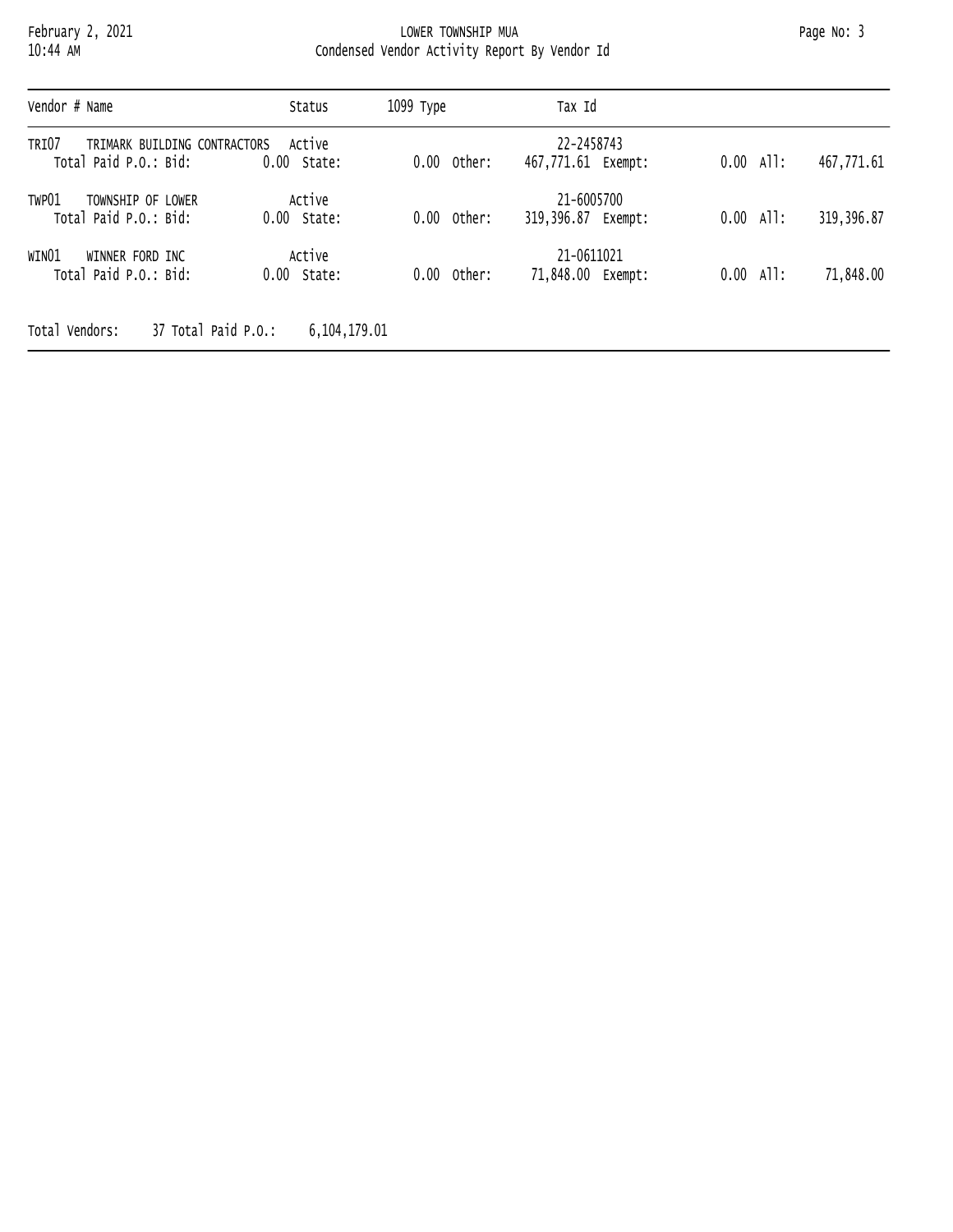| Vendor # | Name | Status | 1099 Type | | Tax Id | | | |
|---|---|---|---|---|---|---|---|---|
| TRI07 | TRIMARK BUILDING CONTRACTORS | Active | | | 22-2458743 | | | |
| | Total Paid P.O.: Bid: | 0.00 State: | 0.00 | Other: | 467,771.61 | Exempt: | 0.00 All: | 467,771.61 |
| TWP01 | TOWNSHIP OF LOWER | Active | | | 21-6005700 | | | |
| | Total Paid P.O.: Bid: | 0.00 State: | 0.00 | Other: | 319,396.87 | Exempt: | 0.00 All: | 319,396.87 |
| WIN01 | WINNER FORD INC | Active | | | 21-0611021 | | | |
| | Total Paid P.O.: Bid: | 0.00 State: | 0.00 | Other: | 71,848.00 | Exempt: | 0.00 All: | 71,848.00 |

Total Vendors: 37 Total Paid P.O.: 6,104,179.01